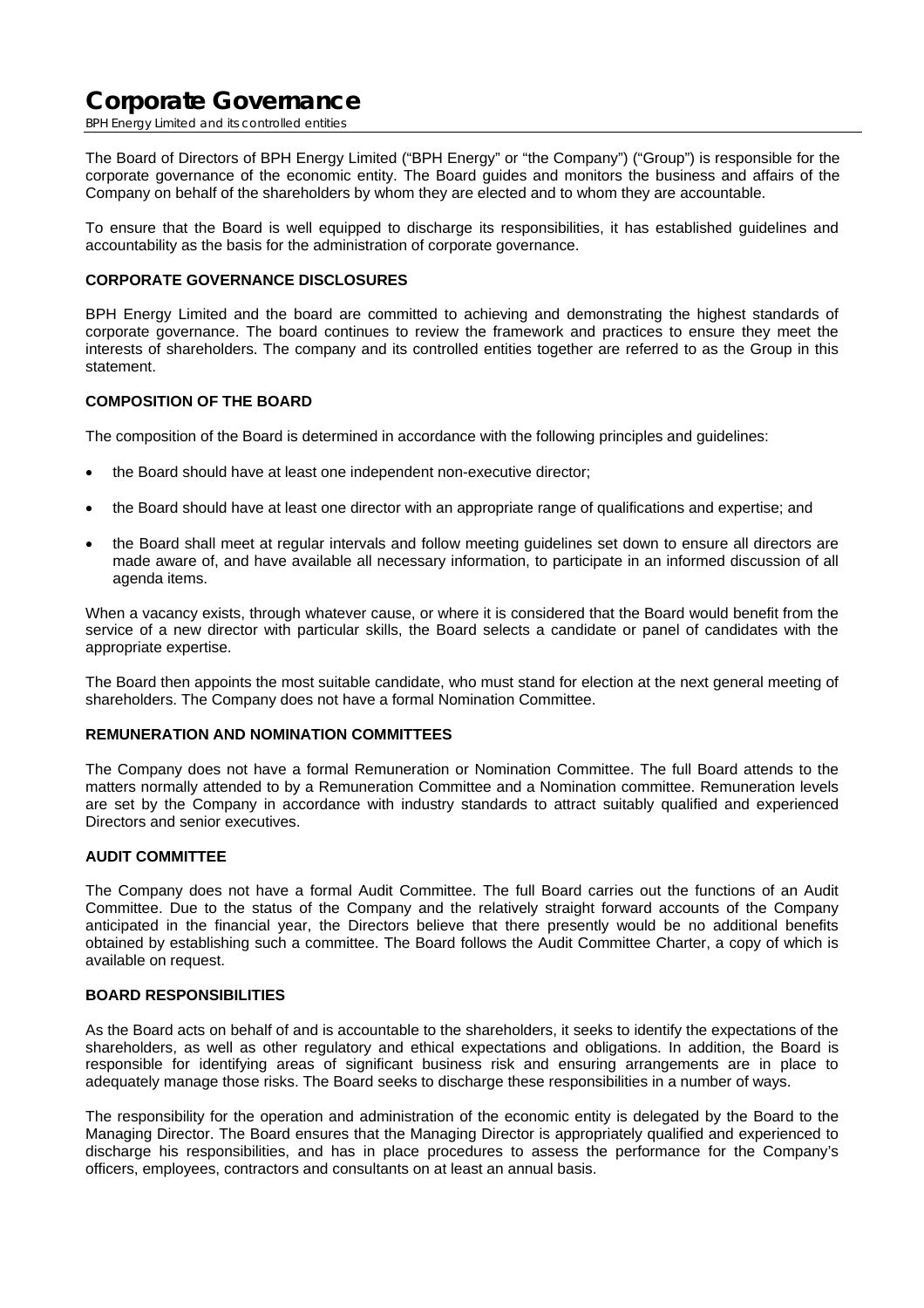# Corporate Governance

*BPH Energy Limited and its controlled entities*

The Board of Directors of BPH Energy Limited ("BPH Energy" or "the Company") ("Group") is responsible for the corporate governance of the economic entity. The Board guides and monitors the business and affairs of the Company on behalf of the shareholders by whom they are elected and to whom they are accountable.

To ensure that the Board is well equipped to discharge its responsibilities, it has established guidelines and accountability as the basis for the administration of corporate governance.

### CORPORATE GOVERNANCE DISCLOSURES

BPH Energy Limited and the board are committed to achieving and demonstrating the highest standards of corporate governance. The board continues to review the framework and practices to ensure they meet the interests of shareholders. The company and its controlled entities together are referred to as the Group in this statement.

### COMPOSITION OF THE BOARD

The composition of the Board is determined in accordance with the following principles and guidelines:

- the Board should have at least one independent non-executive director;
- the Board should have at least one director with an appropriate range of qualifications and expertise; and
- the Board shall meet at regular intervals and follow meeting guidelines set down to ensure all directors are made aware of, and have available all necessary information, to participate in an informed discussion of all agenda items.

When a vacancy exists, through whatever cause, or where it is considered that the Board would benefit from the service of a new director with particular skills, the Board selects a candidate or panel of candidates with the appropriate expertise.

The Board then appoints the most suitable candidate, who must stand for election at the next general meeting of shareholders. The Company does not have a formal Nomination Committee.

### REMUNERATION AND NOMINATION COMMITTEES

The Company does not have a formal Remuneration or Nomination Committee. The full Board attends to the matters normally attended to by a Remuneration Committee and a Nomination committee. Remuneration levels are set by the Company in accordance with industry standards to attract suitably qualified and experienced Directors and senior executives.

### AUDIT COMMITTEE

The Company does not have a formal Audit Committee. The full Board carries out the functions of an Audit Committee. Due to the status of the Company and the relatively straight forward accounts of the Company anticipated in the financial year, the Directors believe that there presently would be no additional benefits obtained by establishing such a committee. The Board follows the Audit Committee Charter, a copy of which is available on request.

### BOARD RESPONSIBILITIES

As the Board acts on behalf of and is accountable to the shareholders, it seeks to identify the expectations of the shareholders, as well as other regulatory and ethical expectations and obligations. In addition, the Board is responsible for identifying areas of significant business risk and ensuring arrangements are in place to adequately manage those risks. The Board seeks to discharge these responsibilities in a number of ways.

The responsibility for the operation and administration of the economic entity is delegated by the Board to the Managing Director. The Board ensures that the Managing Director is appropriately qualified and experienced to discharge his responsibilities, and has in place procedures to assess the performance for the Company's officers, employees, contractors and consultants on at least an annual basis.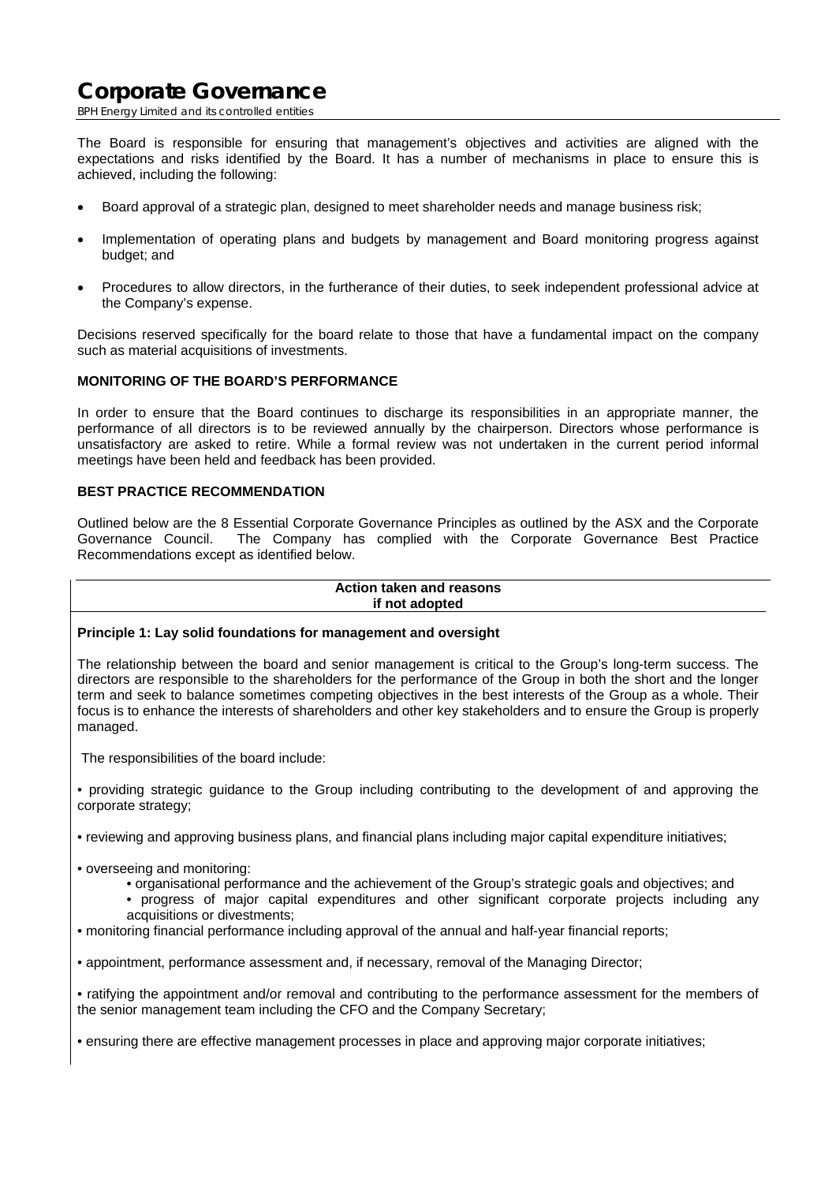# Corporate Governance

BPH Energy Limited and its controlled entities

The Board is responsible for ensuring that management's objectives and activities are aligned with the expectations and risks identified by the Board. It has a number of mechanisms in place to ensure this is achieved, including the following:

- Board approval of a strategic plan, designed to meet shareholder needs and manage business risk;
- Implementation of operating plans and budgets by management and Board monitoring progress against budget; and
- Procedures to allow directors, in the furtherance of their duties, to seek independent professional advice at the Company's expense.

Decisions reserved specifically for the board relate to those that have a fundamental impact on the company such as material acquisitions of investments.

**MONITORING OF THE BOARD'S PERFORMANCE**

In order to ensure that the Board continues to discharge its responsibilities in an appropriate manner, the performance of all directors is to be reviewed annually by the chairperson. Directors whose performance is unsatisfactory are asked to retire. While a formal review was not undertaken in the current period informal meetings have been held and feedback has been provided.

**BEST PRACTICE RECOMMENDATION**

Outlined below are the 8 Essential Corporate Governance Principles as outlined by the ASX and the Corporate Governance Council. The Company has complied with the Corporate Governance Best Practice Recommendations except as identified below.

**Action taken and reasons if not adopted**

**Principle 1: Lay solid foundations for management and oversight**

The relationship between the board and senior management is critical to the Group's long-term success. The directors are responsible to the shareholders for the performance of the Group in both the short and the longer term and seek to balance sometimes competing objectives in the best interests of the Group as a whole. Their focus is to enhance the interests of shareholders and other key stakeholders and to ensure the Group is properly managed.

The responsibilities of the board include:

- providing strategic guidance to the Group including contributing to the development of and approving the corporate strategy;
- reviewing and approving business plans, and financial plans including major capital expenditure initiatives;
- overseeing and monitoring:
  - organisational performance and the achievement of the Group's strategic goals and objectives; and
  - progress of major capital expenditures and other significant corporate projects including any acquisitions or divestments;
- monitoring financial performance including approval of the annual and half-year financial reports;
- appointment, performance assessment and, if necessary, removal of the Managing Director;
- ratifying the appointment and/or removal and contributing to the performance assessment for the members of the senior management team including the CFO and the Company Secretary;
- ensuring there are effective management processes in place and approving major corporate initiatives;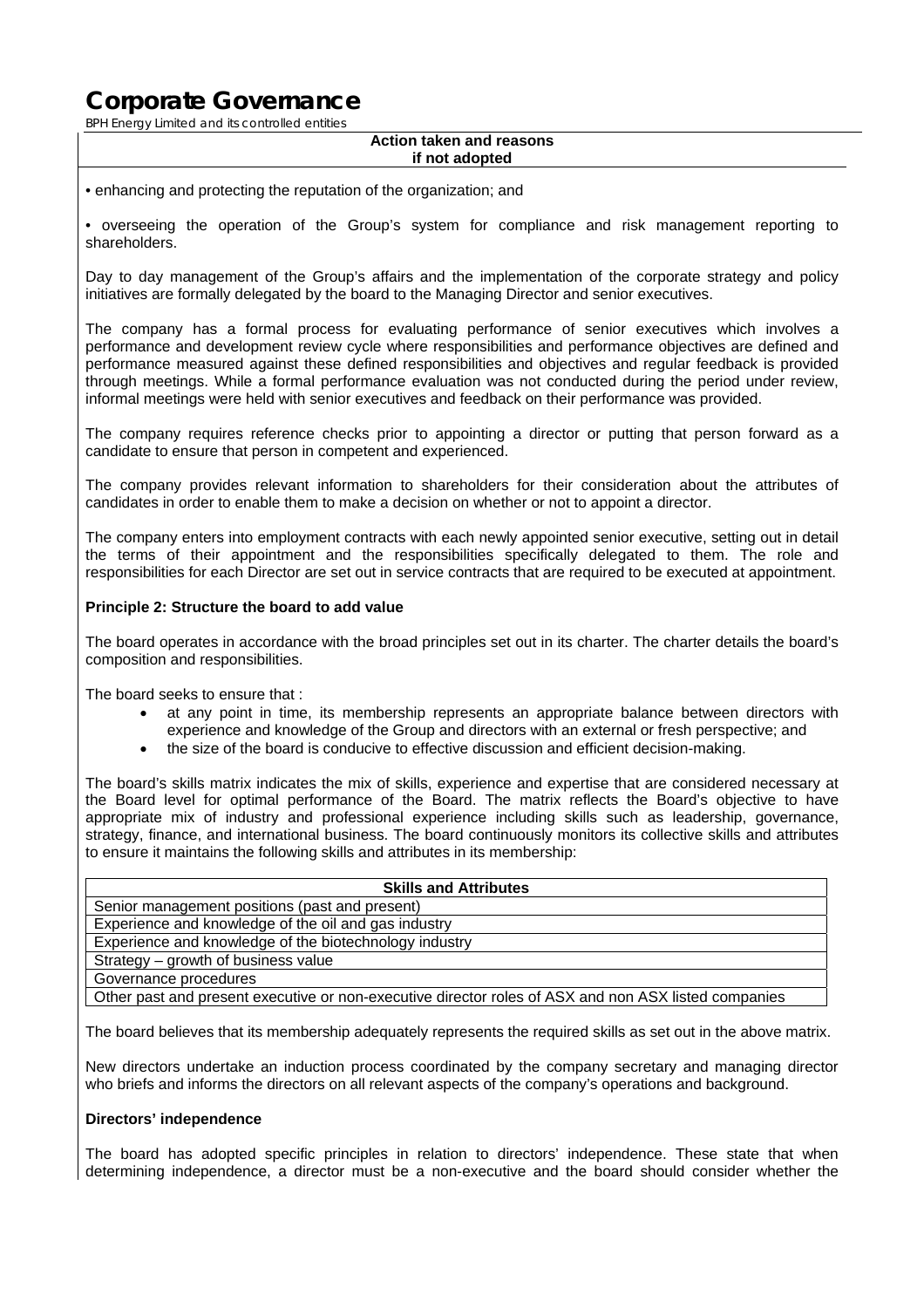**Action taken and reasons if not adopted**

• enhancing and protecting the reputation of the organization; and

• overseeing the operation of the Group's system for compliance and risk management reporting to shareholders.

Day to day management of the Group's affairs and the implementation of the corporate strategy and policy initiatives are formally delegated by the board to the Managing Director and senior executives.

The company has a formal process for evaluating performance of senior executives which involves a performance and development review cycle where responsibilities and performance objectives are defined and performance measured against these defined responsibilities and objectives and regular feedback is provided through meetings. While a formal performance evaluation was not conducted during the period under review, informal meetings were held with senior executives and feedback on their performance was provided.

The company requires reference checks prior to appointing a director or putting that person forward as a candidate to ensure that person in competent and experienced.

The company provides relevant information to shareholders for their consideration about the attributes of candidates in order to enable them to make a decision on whether or not to appoint a director.

The company enters into employment contracts with each newly appointed senior executive, setting out in detail the terms of their appointment and the responsibilities specifically delegated to them. The role and responsibilities for each Director are set out in service contracts that are required to be executed at appointment.

**Principle 2: Structure the board to add value**

The board operates in accordance with the broad principles set out in its charter. The charter details the board's composition and responsibilities.

The board seeks to ensure that :

- at any point in time, its membership represents an appropriate balance between directors with experience and knowledge of the Group and directors with an external or fresh perspective; and
- the size of the board is conducive to effective discussion and efficient decision-making.

The board's skills matrix indicates the mix of skills, experience and expertise that are considered necessary at the Board level for optimal performance of the Board. The matrix reflects the Board's objective to have appropriate mix of industry and professional experience including skills such as leadership, governance, strategy, finance, and international business. The board continuously monitors its collective skills and attributes to ensure it maintains the following skills and attributes in its membership:

| Skills and Attributes |
|---|
| Senior management positions (past and present) |
| Experience and knowledge of the oil and gas industry |
| Experience and knowledge of the biotechnology industry |
| Strategy – growth of business value |
| Governance procedures |
| Other past and present executive or non-executive director roles of ASX and non ASX listed companies |

The board believes that its membership adequately represents the required skills as set out in the above matrix.

New directors undertake an induction process coordinated by the company secretary and managing director who briefs and informs the directors on all relevant aspects of the company's operations and background.

**Directors' independence**

The board has adopted specific principles in relation to directors' independence. These state that when determining independence, a director must be a non-executive and the board should consider whether the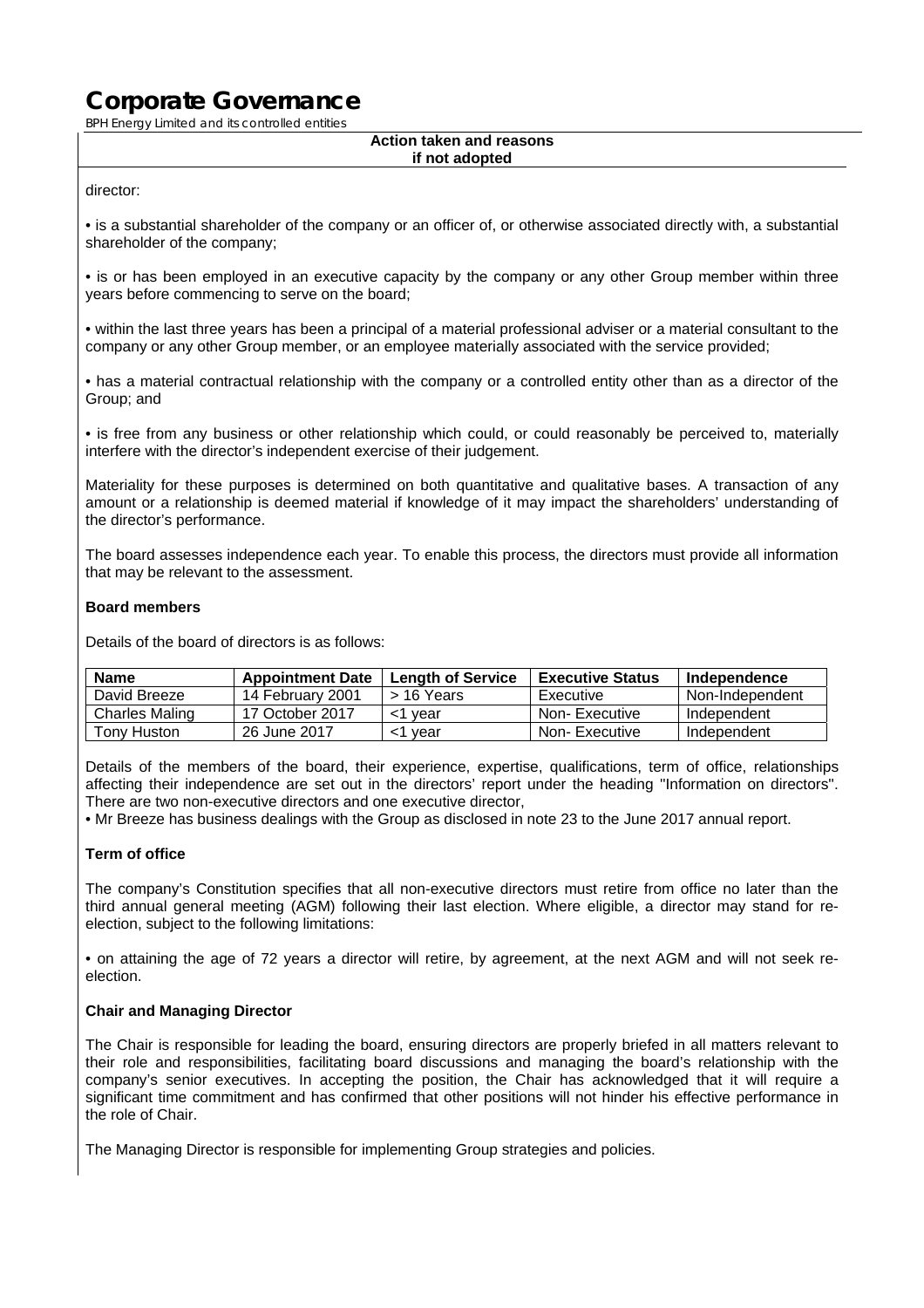**Action taken and reasons if not adopted**

director:

• is a substantial shareholder of the company or an officer of, or otherwise associated directly with, a substantial shareholder of the company;

• is or has been employed in an executive capacity by the company or any other Group member within three years before commencing to serve on the board;

• within the last three years has been a principal of a material professional adviser or a material consultant to the company or any other Group member, or an employee materially associated with the service provided;

• has a material contractual relationship with the company or a controlled entity other than as a director of the Group; and

• is free from any business or other relationship which could, or could reasonably be perceived to, materially interfere with the director's independent exercise of their judgement.

Materiality for these purposes is determined on both quantitative and qualitative bases. A transaction of any amount or a relationship is deemed material if knowledge of it may impact the shareholders' understanding of the director's performance.

The board assesses independence each year. To enable this process, the directors must provide all information that may be relevant to the assessment.

**Board members**

Details of the board of directors is as follows:

| Name | Appointment Date | Length of Service | Executive Status | Independence |
|---|---|---|---|---|
| David Breeze | 14 February 2001 | > 16 Years | Executive | Non-Independent |
| Charles Maling | 17 October 2017 | <1 year | Non- Executive | Independent |
| Tony Huston | 26 June 2017 | <1 year | Non- Executive | Independent |

Details of the members of the board, their experience, expertise, qualifications, term of office, relationships affecting their independence are set out in the directors' report under the heading "Information on directors". There are two non-executive directors and one executive director,

• Mr Breeze has business dealings with the Group as disclosed in note 23 to the June 2017 annual report.

**Term of office**

The company's Constitution specifies that all non-executive directors must retire from office no later than the third annual general meeting (AGM) following their last election. Where eligible, a director may stand for re-election, subject to the following limitations:

• on attaining the age of 72 years a director will retire, by agreement, at the next AGM and will not seek re-election.

**Chair and Managing Director**

The Chair is responsible for leading the board, ensuring directors are properly briefed in all matters relevant to their role and responsibilities, facilitating board discussions and managing the board's relationship with the company's senior executives. In accepting the position, the Chair has acknowledged that it will require a significant time commitment and has confirmed that other positions will not hinder his effective performance in the role of Chair.

The Managing Director is responsible for implementing Group strategies and policies.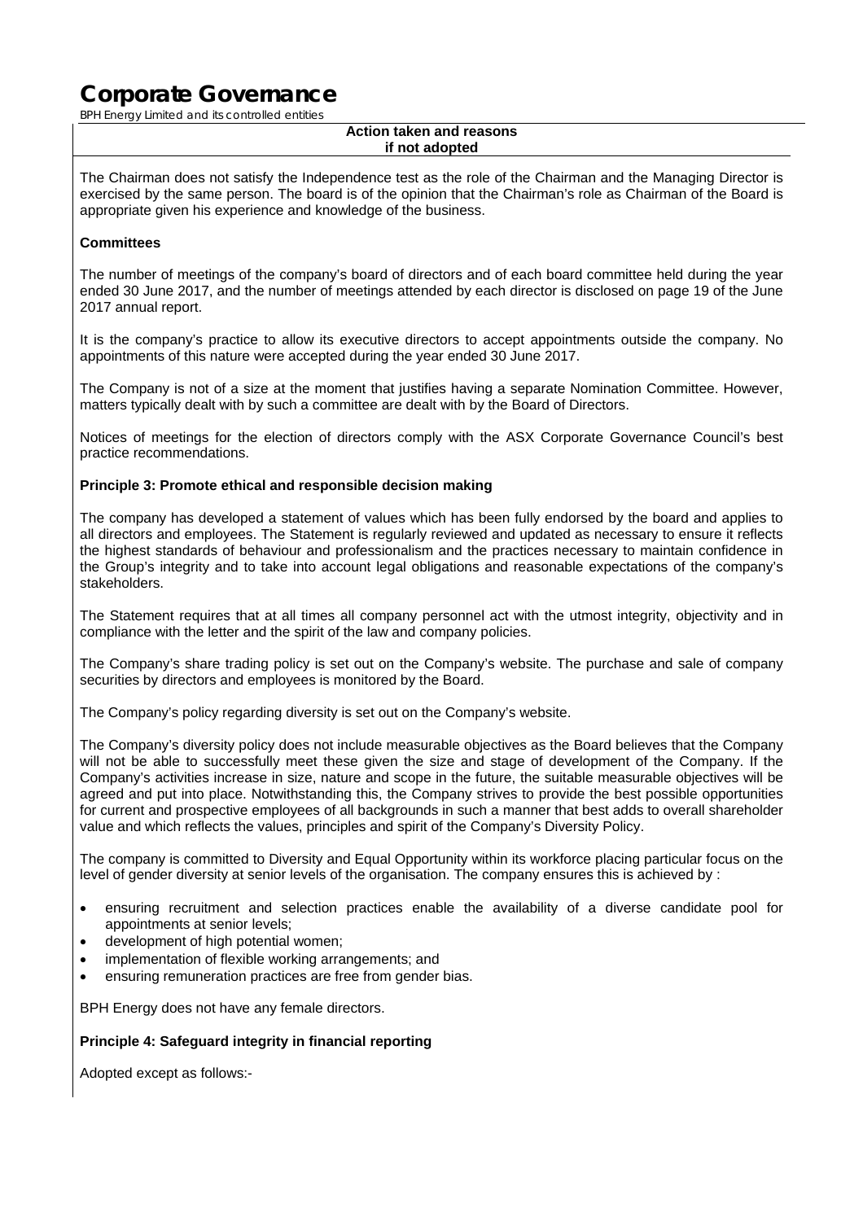**Action taken and reasons if not adopted**

The Chairman does not satisfy the Independence test as the role of the Chairman and the Managing Director is exercised by the same person. The board is of the opinion that the Chairman's role as Chairman of the Board is appropriate given his experience and knowledge of the business.

**Committees**

The number of meetings of the company's board of directors and of each board committee held during the year ended 30 June 2017, and the number of meetings attended by each director is disclosed on page 19 of the June 2017 annual report.

It is the company's practice to allow its executive directors to accept appointments outside the company. No appointments of this nature were accepted during the year ended 30 June 2017.

The Company is not of a size at the moment that justifies having a separate Nomination Committee. However, matters typically dealt with by such a committee are dealt with by the Board of Directors.

Notices of meetings for the election of directors comply with the ASX Corporate Governance Council's best practice recommendations.

**Principle 3: Promote ethical and responsible decision making**

The company has developed a statement of values which has been fully endorsed by the board and applies to all directors and employees. The Statement is regularly reviewed and updated as necessary to ensure it reflects the highest standards of behaviour and professionalism and the practices necessary to maintain confidence in the Group's integrity and to take into account legal obligations and reasonable expectations of the company's stakeholders.

The Statement requires that at all times all company personnel act with the utmost integrity, objectivity and in compliance with the letter and the spirit of the law and company policies.

The Company's share trading policy is set out on the Company's website. The purchase and sale of company securities by directors and employees is monitored by the Board.

The Company's policy regarding diversity is set out on the Company's website.

The Company's diversity policy does not include measurable objectives as the Board believes that the Company will not be able to successfully meet these given the size and stage of development of the Company. If the Company's activities increase in size, nature and scope in the future, the suitable measurable objectives will be agreed and put into place. Notwithstanding this, the Company strives to provide the best possible opportunities for current and prospective employees of all backgrounds in such a manner that best adds to overall shareholder value and which reflects the values, principles and spirit of the Company's Diversity Policy.

The company is committed to Diversity and Equal Opportunity within its workforce placing particular focus on the level of gender diversity at senior levels of the organisation. The company ensures this is achieved by :

- ensuring recruitment and selection practices enable the availability of a diverse candidate pool for appointments at senior levels;
- development of high potential women;
- implementation of flexible working arrangements; and
- ensuring remuneration practices are free from gender bias.

BPH Energy does not have any female directors.

**Principle 4: Safeguard integrity in financial reporting**

Adopted except as follows:-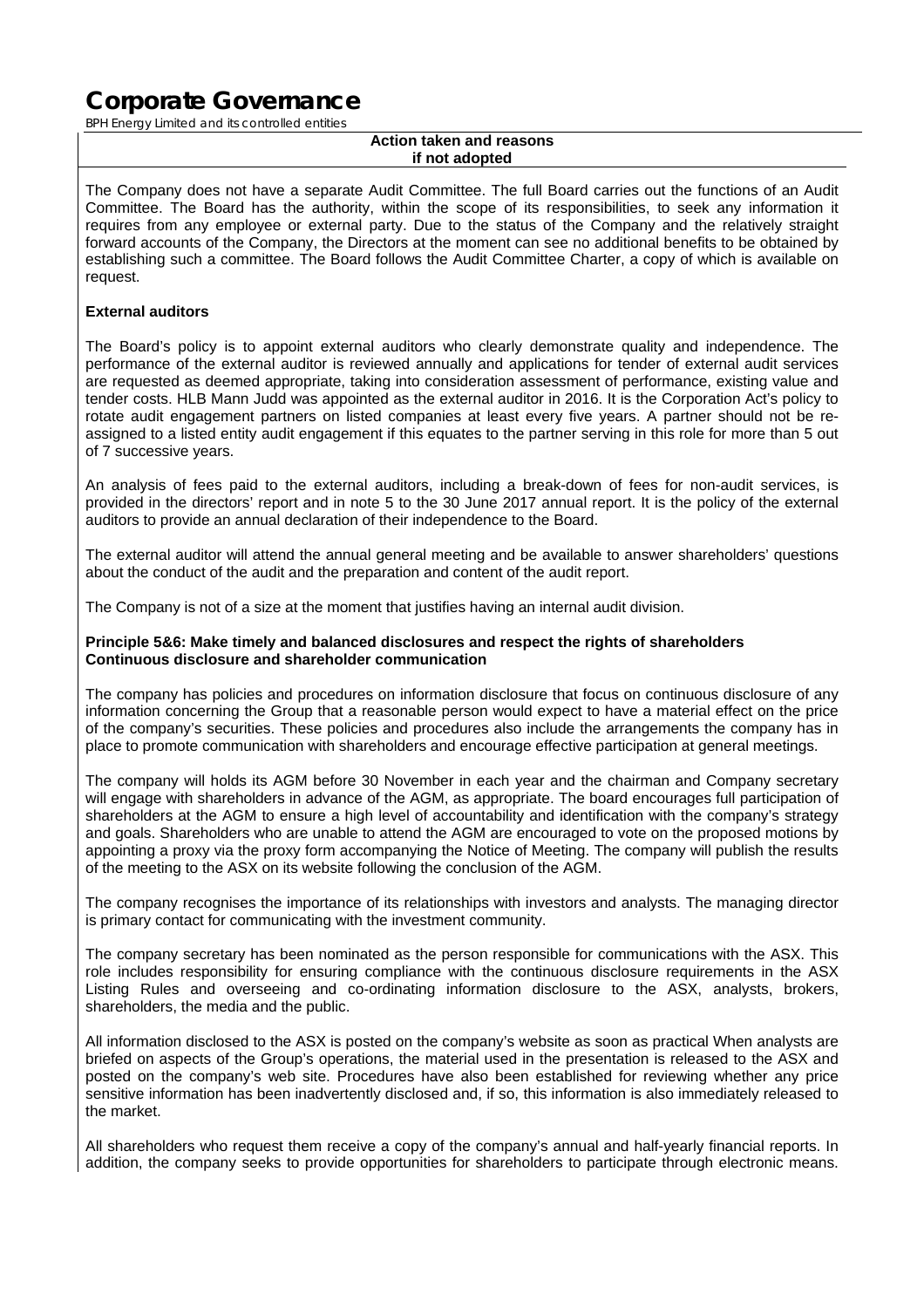**Action taken and reasons if not adopted**

The Company does not have a separate Audit Committee. The full Board carries out the functions of an Audit Committee. The Board has the authority, within the scope of its responsibilities, to seek any information it requires from any employee or external party. Due to the status of the Company and the relatively straight forward accounts of the Company, the Directors at the moment can see no additional benefits to be obtained by establishing such a committee. The Board follows the Audit Committee Charter, a copy of which is available on request.

**External auditors**

The Board's policy is to appoint external auditors who clearly demonstrate quality and independence. The performance of the external auditor is reviewed annually and applications for tender of external audit services are requested as deemed appropriate, taking into consideration assessment of performance, existing value and tender costs. HLB Mann Judd was appointed as the external auditor in 2016. It is the Corporation Act's policy to rotate audit engagement partners on listed companies at least every five years. A partner should not be re-assigned to a listed entity audit engagement if this equates to the partner serving in this role for more than 5 out of 7 successive years.

An analysis of fees paid to the external auditors, including a break-down of fees for non-audit services, is provided in the directors' report and in note 5 to the 30 June 2017 annual report. It is the policy of the external auditors to provide an annual declaration of their independence to the Board.

The external auditor will attend the annual general meeting and be available to answer shareholders' questions about the conduct of the audit and the preparation and content of the audit report.

The Company is not of a size at the moment that justifies having an internal audit division.

**Principle 5&6: Make timely and balanced disclosures and respect the rights of shareholders**
**Continuous disclosure and shareholder communication**

The company has policies and procedures on information disclosure that focus on continuous disclosure of any information concerning the Group that a reasonable person would expect to have a material effect on the price of the company's securities. These policies and procedures also include the arrangements the company has in place to promote communication with shareholders and encourage effective participation at general meetings.

The company will holds its AGM before 30 November in each year and the chairman and Company secretary will engage with shareholders in advance of the AGM, as appropriate. The board encourages full participation of shareholders at the AGM to ensure a high level of accountability and identification with the company's strategy and goals. Shareholders who are unable to attend the AGM are encouraged to vote on the proposed motions by appointing a proxy via the proxy form accompanying the Notice of Meeting. The company will publish the results of the meeting to the ASX on its website following the conclusion of the AGM.

The company recognises the importance of its relationships with investors and analysts. The managing director is primary contact for communicating with the investment community.

The company secretary has been nominated as the person responsible for communications with the ASX. This role includes responsibility for ensuring compliance with the continuous disclosure requirements in the ASX Listing Rules and overseeing and co-ordinating information disclosure to the ASX, analysts, brokers, shareholders, the media and the public.

All information disclosed to the ASX is posted on the company's website as soon as practical When analysts are briefed on aspects of the Group's operations, the material used in the presentation is released to the ASX and posted on the company's web site. Procedures have also been established for reviewing whether any price sensitive information has been inadvertently disclosed and, if so, this information is also immediately released to the market.

All shareholders who request them receive a copy of the company's annual and half-yearly financial reports. In addition, the company seeks to provide opportunities for shareholders to participate through electronic means.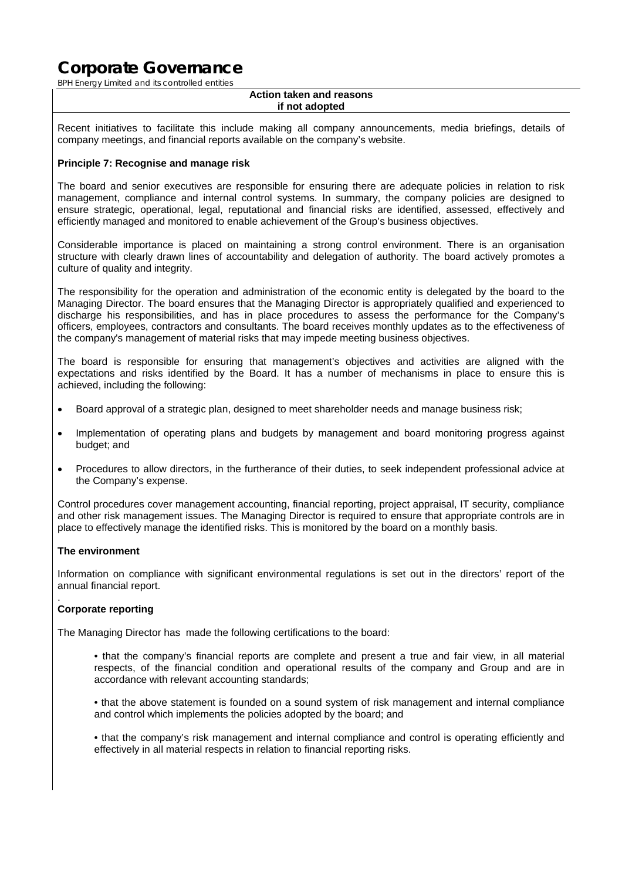**Action taken and reasons if not adopted**

Recent initiatives to facilitate this include making all company announcements, media briefings, details of company meetings, and financial reports available on the company's website.

**Principle 7: Recognise and manage risk**

The board and senior executives are responsible for ensuring there are adequate policies in relation to risk management, compliance and internal control systems. In summary, the company policies are designed to ensure strategic, operational, legal, reputational and financial risks are identified, assessed, effectively and efficiently managed and monitored to enable achievement of the Group's business objectives.

Considerable importance is placed on maintaining a strong control environment. There is an organisation structure with clearly drawn lines of accountability and delegation of authority. The board actively promotes a culture of quality and integrity.

The responsibility for the operation and administration of the economic entity is delegated by the board to the Managing Director. The board ensures that the Managing Director is appropriately qualified and experienced to discharge his responsibilities, and has in place procedures to assess the performance for the Company's officers, employees, contractors and consultants. The board receives monthly updates as to the effectiveness of the company's management of material risks that may impede meeting business objectives.

The board is responsible for ensuring that management's objectives and activities are aligned with the expectations and risks identified by the Board. It has a number of mechanisms in place to ensure this is achieved, including the following:

- Board approval of a strategic plan, designed to meet shareholder needs and manage business risk;
- Implementation of operating plans and budgets by management and board monitoring progress against budget; and
- Procedures to allow directors, in the furtherance of their duties, to seek independent professional advice at the Company's expense.

Control procedures cover management accounting, financial reporting, project appraisal, IT security, compliance and other risk management issues. The Managing Director is required to ensure that appropriate controls are in place to effectively manage the identified risks. This is monitored by the board on a monthly basis.

**The environment**

Information on compliance with significant environmental regulations is set out in the directors' report of the annual financial report.

**Corporate reporting**

The Managing Director has made the following certifications to the board:

- that the company's financial reports are complete and present a true and fair view, in all material respects, of the financial condition and operational results of the company and Group and are in accordance with relevant accounting standards;
- that the above statement is founded on a sound system of risk management and internal compliance and control which implements the policies adopted by the board; and
- that the company's risk management and internal compliance and control is operating efficiently and effectively in all material respects in relation to financial reporting risks.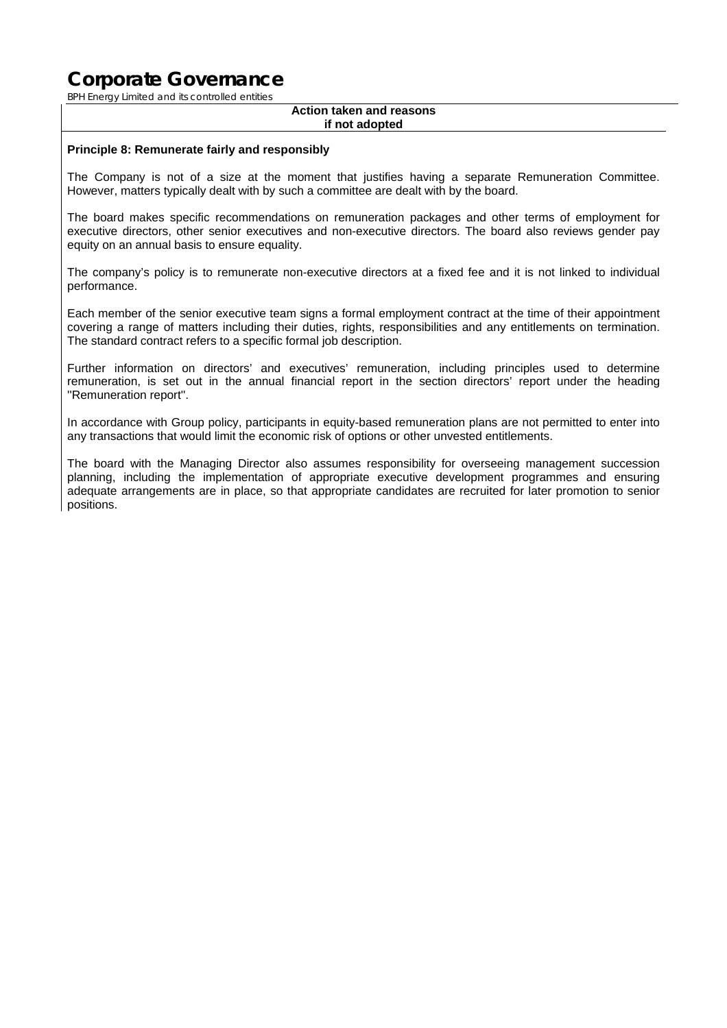**Action taken and reasons if not adopted**

**Principle 8: Remunerate fairly and responsibly**

The Company is not of a size at the moment that justifies having a separate Remuneration Committee. However, matters typically dealt with by such a committee are dealt with by the board.

The board makes specific recommendations on remuneration packages and other terms of employment for executive directors, other senior executives and non-executive directors. The board also reviews gender pay equity on an annual basis to ensure equality.

The company's policy is to remunerate non-executive directors at a fixed fee and it is not linked to individual performance.

Each member of the senior executive team signs a formal employment contract at the time of their appointment covering a range of matters including their duties, rights, responsibilities and any entitlements on termination. The standard contract refers to a specific formal job description.

Further information on directors' and executives' remuneration, including principles used to determine remuneration, is set out in the annual financial report in the section directors' report under the heading "Remuneration report".

In accordance with Group policy, participants in equity-based remuneration plans are not permitted to enter into any transactions that would limit the economic risk of options or other unvested entitlements.

The board with the Managing Director also assumes responsibility for overseeing management succession planning, including the implementation of appropriate executive development programmes and ensuring adequate arrangements are in place, so that appropriate candidates are recruited for later promotion to senior positions.